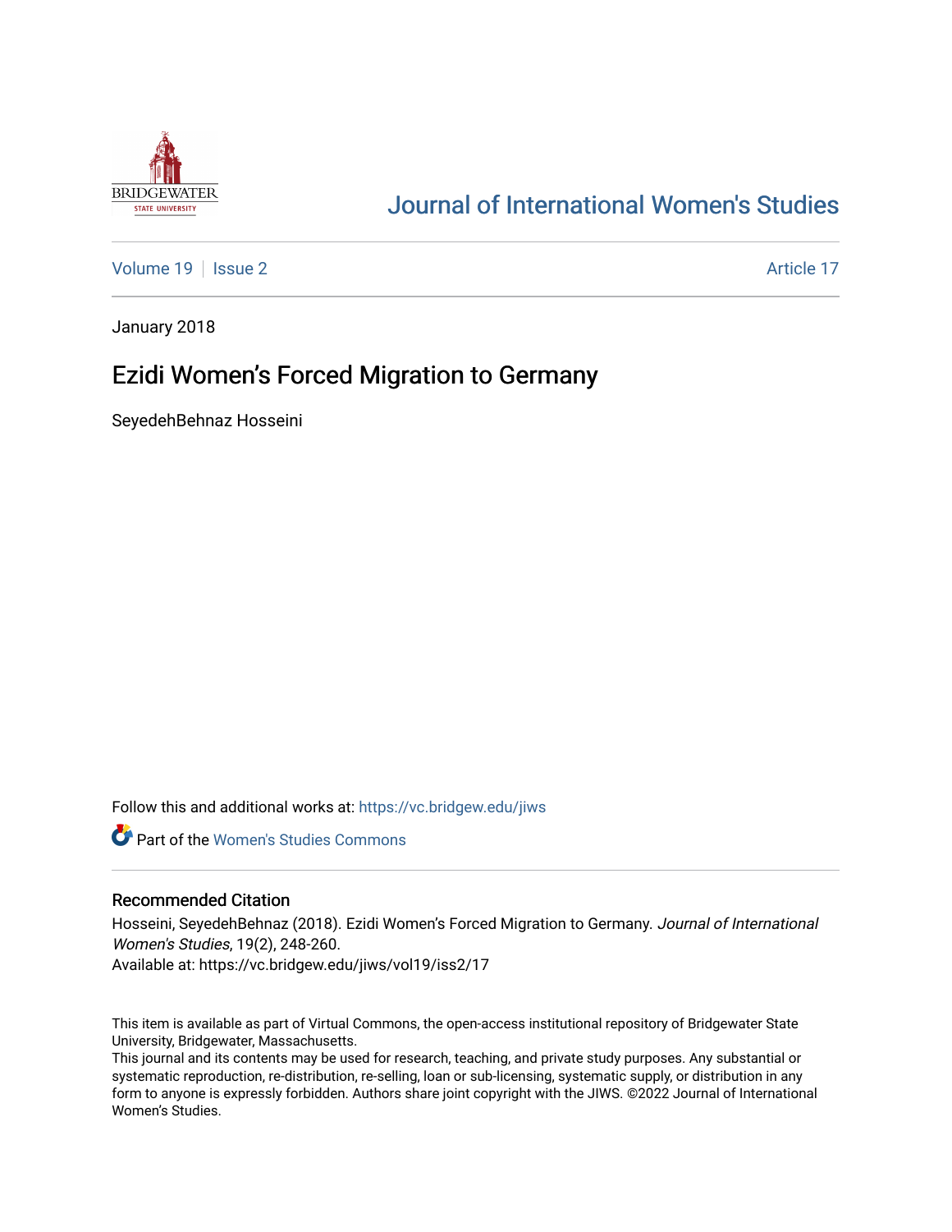Journal of International Women's Studies

Volume 19 | Issue 2 | Article 17

January 2018

# Ezidi Women's Forced Migration to Germany

SeyedehBehnaz Hosseini

Follow this and additional works at: https://vc.bridgew.edu/jiws

Part of the Women's Studies Commons

## Recommended Citation

Hosseini, SeyedehBehnaz (2018). Ezidi Women's Forced Migration to Germany. *Journal of International Women's Studies*, 19(2), 248-260.

Available at: https://vc.bridgew.edu/jiws/vol19/iss2/17

This item is available as part of Virtual Commons, the open-access institutional repository of Bridgewater State University, Bridgewater, Massachusetts.

This journal and its contents may be used for research, teaching, and private study purposes. Any substantial or systematic reproduction, re-distribution, re-selling, loan or sub-licensing, systematic supply, or distribution in any form to anyone is expressly forbidden. Authors share joint copyright with the JIWS. ©2022 Journal of International Women's Studies.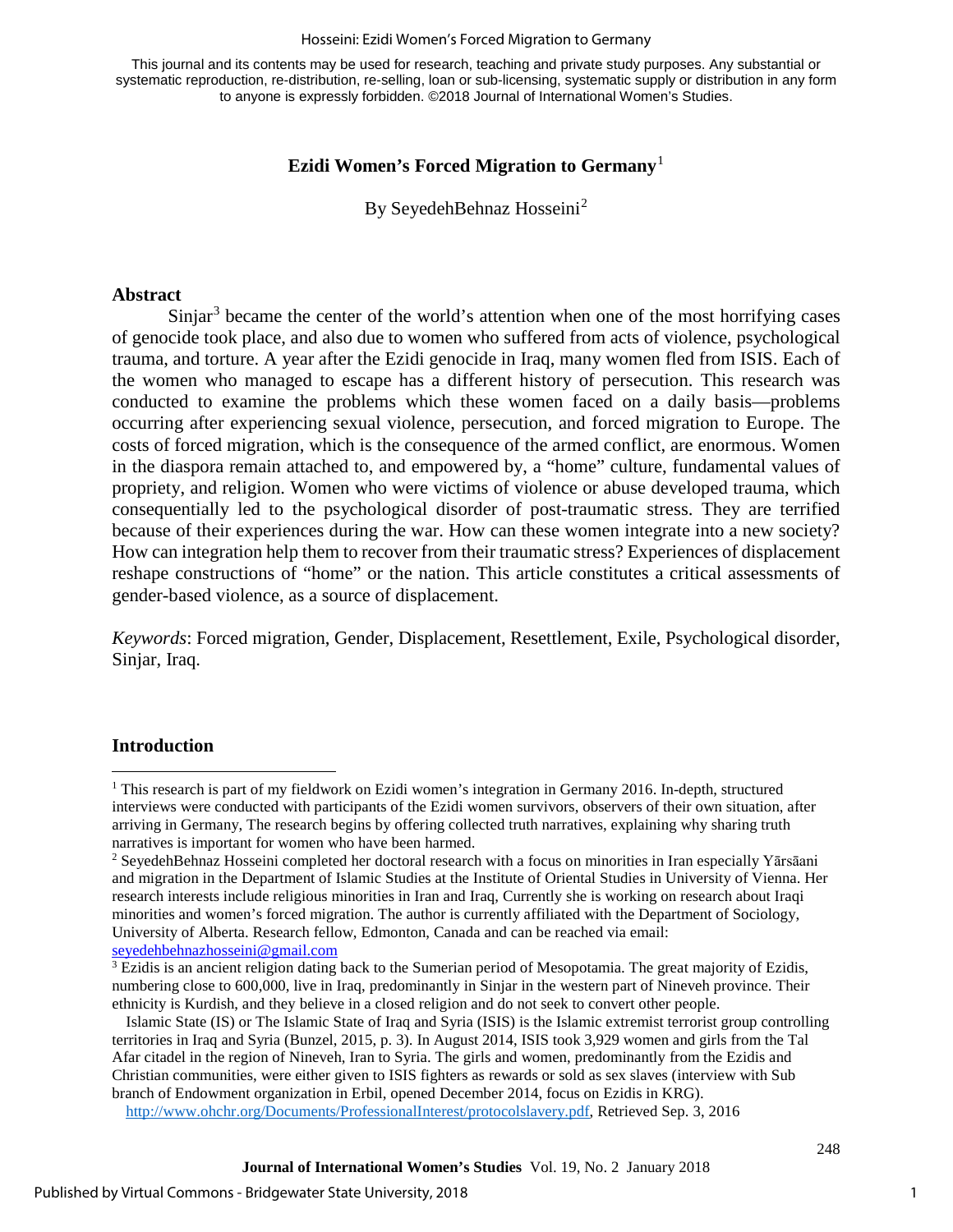This journal and its contents may be used for research, teaching and private study purposes. Any substantial or systematic reproduction, re-distribution, re-selling, loan or sub-licensing, systematic supply or distribution in any form to anyone is expressly forbidden. ©2018 Journal of International Women's Studies.

# Ezidi Women's Forced Migration to Germany[1]

By SeyedehBehnaz Hosseini[2]

## Abstract

Sinjar[3] became the center of the world's attention when one of the most horrifying cases of genocide took place, and also due to women who suffered from acts of violence, psychological trauma, and torture. A year after the Ezidi genocide in Iraq, many women fled from ISIS. Each of the women who managed to escape has a different history of persecution. This research was conducted to examine the problems which these women faced on a daily basis—problems occurring after experiencing sexual violence, persecution, and forced migration to Europe. The costs of forced migration, which is the consequence of the armed conflict, are enormous. Women in the diaspora remain attached to, and empowered by, a "home" culture, fundamental values of propriety, and religion. Women who were victims of violence or abuse developed trauma, which consequentially led to the psychological disorder of post-traumatic stress. They are terrified because of their experiences during the war. How can these women integrate into a new society? How can integration help them to recover from their traumatic stress? Experiences of displacement reshape constructions of "home" or the nation. This article constitutes a critical assessments of gender-based violence, as a source of displacement.

*Keywords*: Forced migration, Gender, Displacement, Resettlement, Exile, Psychological disorder, Sinjar, Iraq.

## Introduction

---

[1] This research is part of my fieldwork on Ezidi women's integration in Germany 2016. In-depth, structured interviews were conducted with participants of the Ezidi women survivors, observers of their own situation, after arriving in Germany, The research begins by offering collected truth narratives, explaining why sharing truth narratives is important for women who have been harmed.

[2] SeyedehBehnaz Hosseini completed her doctoral research with a focus on minorities in Iran especially Yārsāani and migration in the Department of Islamic Studies at the Institute of Oriental Studies in University of Vienna. Her research interests include religious minorities in Iran and Iraq, Currently she is working on research about Iraqi minorities and women's forced migration. The author is currently affiliated with the Department of Sociology, University of Alberta. Research fellow, Edmonton, Canada and can be reached via email: seyedehbehnazhosseini@gmail.com

[3] Ezidis is an ancient religion dating back to the Sumerian period of Mesopotamia. The great majority of Ezidis, numbering close to 600,000, live in Iraq, predominantly in Sinjar in the western part of Nineveh province. Their ethnicity is Kurdish, and they believe in a closed religion and do not seek to convert other people.

Islamic State (IS) or The Islamic State of Iraq and Syria (ISIS) is the Islamic extremist terrorist group controlling territories in Iraq and Syria (Bunzel, 2015, p. 3). In August 2014, ISIS took 3,929 women and girls from the Tal Afar citadel in the region of Nineveh, Iran to Syria. The girls and women, predominantly from the Ezidis and Christian communities, were either given to ISIS fighters as rewards or sold as sex slaves (interview with Sub branch of Endowment organization in Erbil, opened December 2014, focus on Ezidis in KRG).

http://www.ohchr.org/Documents/ProfessionalInterest/protocolslavery.pdf, Retrieved Sep. 3, 2016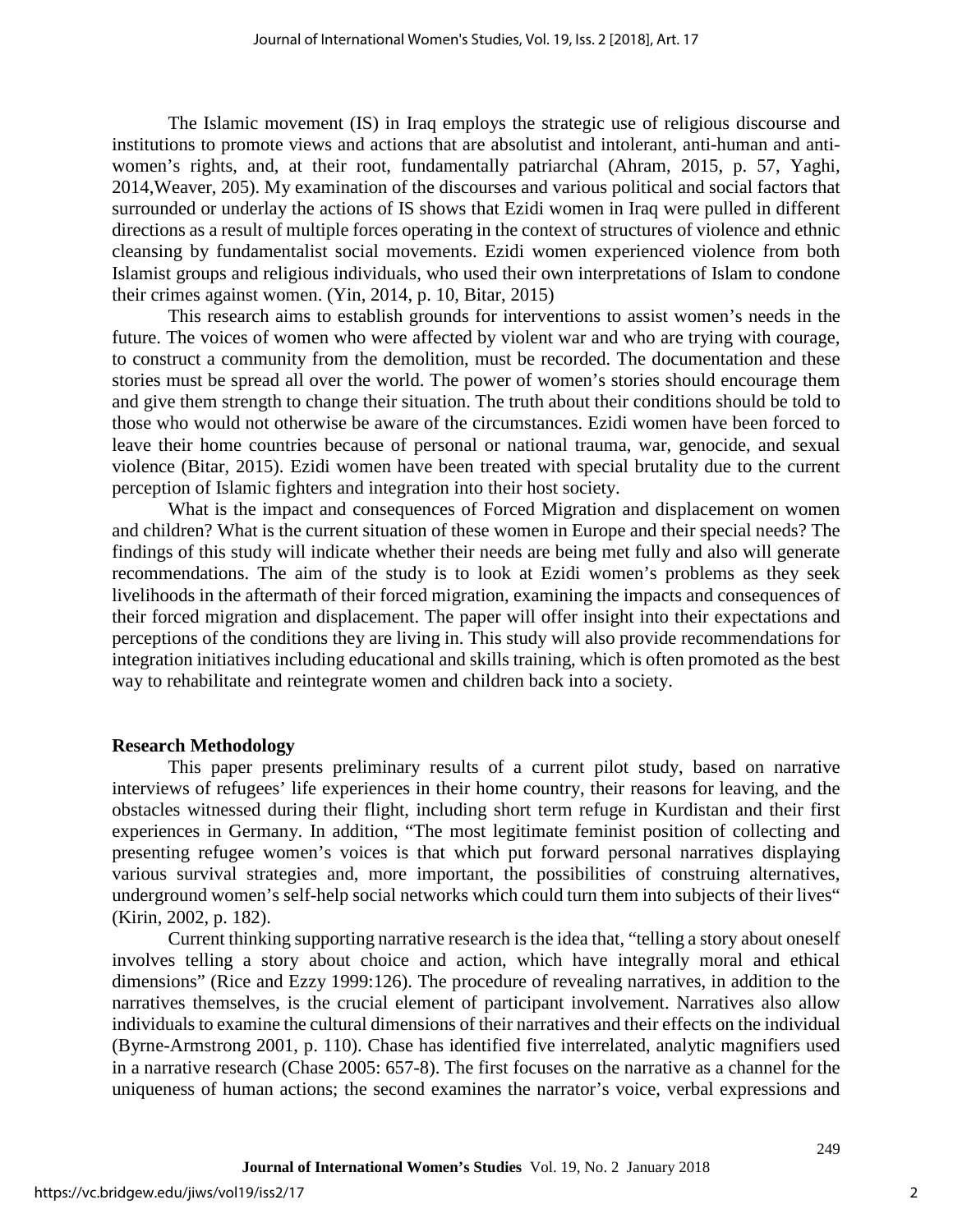The Islamic movement (IS) in Iraq employs the strategic use of religious discourse and institutions to promote views and actions that are absolutist and intolerant, anti-human and anti-women's rights, and, at their root, fundamentally patriarchal (Ahram, 2015, p. 57, Yaghi, 2014,Weaver, 205). My examination of the discourses and various political and social factors that surrounded or underlay the actions of IS shows that Ezidi women in Iraq were pulled in different directions as a result of multiple forces operating in the context of structures of violence and ethnic cleansing by fundamentalist social movements. Ezidi women experienced violence from both Islamist groups and religious individuals, who used their own interpretations of Islam to condone their crimes against women. (Yin, 2014, p. 10, Bitar, 2015)

This research aims to establish grounds for interventions to assist women's needs in the future. The voices of women who were affected by violent war and who are trying with courage, to construct a community from the demolition, must be recorded. The documentation and these stories must be spread all over the world. The power of women's stories should encourage them and give them strength to change their situation. The truth about their conditions should be told to those who would not otherwise be aware of the circumstances. Ezidi women have been forced to leave their home countries because of personal or national trauma, war, genocide, and sexual violence (Bitar, 2015). Ezidi women have been treated with special brutality due to the current perception of Islamic fighters and integration into their host society.

What is the impact and consequences of Forced Migration and displacement on women and children? What is the current situation of these women in Europe and their special needs? The findings of this study will indicate whether their needs are being met fully and also will generate recommendations. The aim of the study is to look at Ezidi women's problems as they seek livelihoods in the aftermath of their forced migration, examining the impacts and consequences of their forced migration and displacement. The paper will offer insight into their expectations and perceptions of the conditions they are living in. This study will also provide recommendations for integration initiatives including educational and skills training, which is often promoted as the best way to rehabilitate and reintegrate women and children back into a society.

## Research Methodology

This paper presents preliminary results of a current pilot study, based on narrative interviews of refugees' life experiences in their home country, their reasons for leaving, and the obstacles witnessed during their flight, including short term refuge in Kurdistan and their first experiences in Germany. In addition, "The most legitimate feminist position of collecting and presenting refugee women's voices is that which put forward personal narratives displaying various survival strategies and, more important, the possibilities of construing alternatives, underground women's self-help social networks which could turn them into subjects of their lives" (Kirin, 2002, p. 182).

Current thinking supporting narrative research is the idea that, "telling a story about oneself involves telling a story about choice and action, which have integrally moral and ethical dimensions" (Rice and Ezzy 1999:126). The procedure of revealing narratives, in addition to the narratives themselves, is the crucial element of participant involvement. Narratives also allow individuals to examine the cultural dimensions of their narratives and their effects on the individual (Byrne-Armstrong 2001, p. 110). Chase has identified five interrelated, analytic magnifiers used in a narrative research (Chase 2005: 657-8). The first focuses on the narrative as a channel for the uniqueness of human actions; the second examines the narrator's voice, verbal expressions and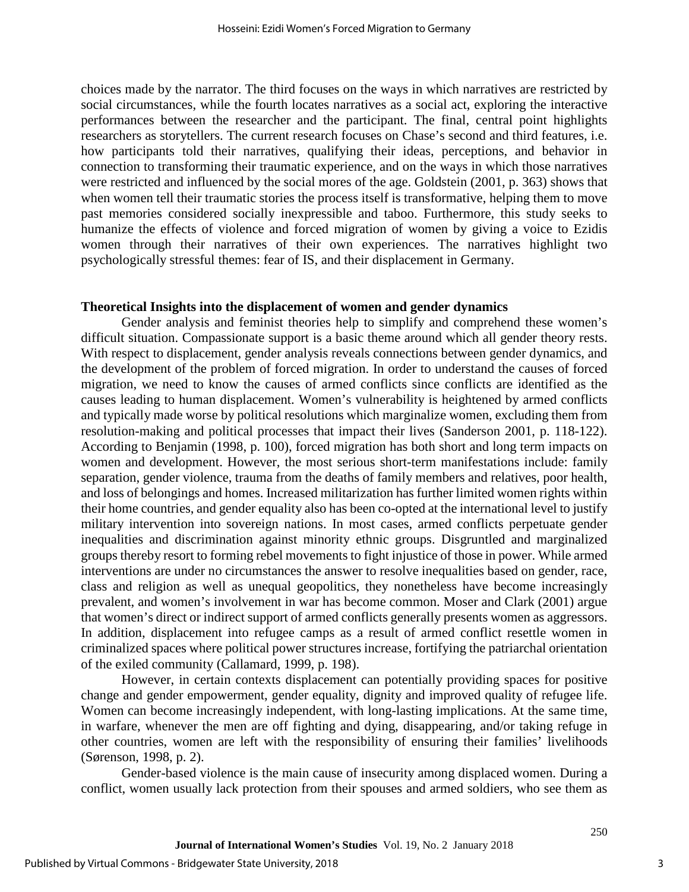choices made by the narrator. The third focuses on the ways in which narratives are restricted by social circumstances, while the fourth locates narratives as a social act, exploring the interactive performances between the researcher and the participant. The final, central point highlights researchers as storytellers. The current research focuses on Chase's second and third features, i.e. how participants told their narratives, qualifying their ideas, perceptions, and behavior in connection to transforming their traumatic experience, and on the ways in which those narratives were restricted and influenced by the social mores of the age. Goldstein (2001, p. 363) shows that when women tell their traumatic stories the process itself is transformative, helping them to move past memories considered socially inexpressible and taboo. Furthermore, this study seeks to humanize the effects of violence and forced migration of women by giving a voice to Ezidis women through their narratives of their own experiences. The narratives highlight two psychologically stressful themes: fear of IS, and their displacement in Germany.

## Theoretical Insights into the displacement of women and gender dynamics

Gender analysis and feminist theories help to simplify and comprehend these women's difficult situation. Compassionate support is a basic theme around which all gender theory rests. With respect to displacement, gender analysis reveals connections between gender dynamics, and the development of the problem of forced migration. In order to understand the causes of forced migration, we need to know the causes of armed conflicts since conflicts are identified as the causes leading to human displacement. Women's vulnerability is heightened by armed conflicts and typically made worse by political resolutions which marginalize women, excluding them from resolution-making and political processes that impact their lives (Sanderson 2001, p. 118-122). According to Benjamin (1998, p. 100), forced migration has both short and long term impacts on women and development. However, the most serious short-term manifestations include: family separation, gender violence, trauma from the deaths of family members and relatives, poor health, and loss of belongings and homes. Increased militarization has further limited women rights within their home countries, and gender equality also has been co-opted at the international level to justify military intervention into sovereign nations. In most cases, armed conflicts perpetuate gender inequalities and discrimination against minority ethnic groups. Disgruntled and marginalized groups thereby resort to forming rebel movements to fight injustice of those in power. While armed interventions are under no circumstances the answer to resolve inequalities based on gender, race, class and religion as well as unequal geopolitics, they nonetheless have become increasingly prevalent, and women's involvement in war has become common. Moser and Clark (2001) argue that women's direct or indirect support of armed conflicts generally presents women as aggressors. In addition, displacement into refugee camps as a result of armed conflict resettle women in criminalized spaces where political power structures increase, fortifying the patriarchal orientation of the exiled community (Callamard, 1999, p. 198).

However, in certain contexts displacement can potentially providing spaces for positive change and gender empowerment, gender equality, dignity and improved quality of refugee life. Women can become increasingly independent, with long-lasting implications. At the same time, in warfare, whenever the men are off fighting and dying, disappearing, and/or taking refuge in other countries, women are left with the responsibility of ensuring their families' livelihoods (Sørenson, 1998, p. 2).

Gender-based violence is the main cause of insecurity among displaced women. During a conflict, women usually lack protection from their spouses and armed soldiers, who see them as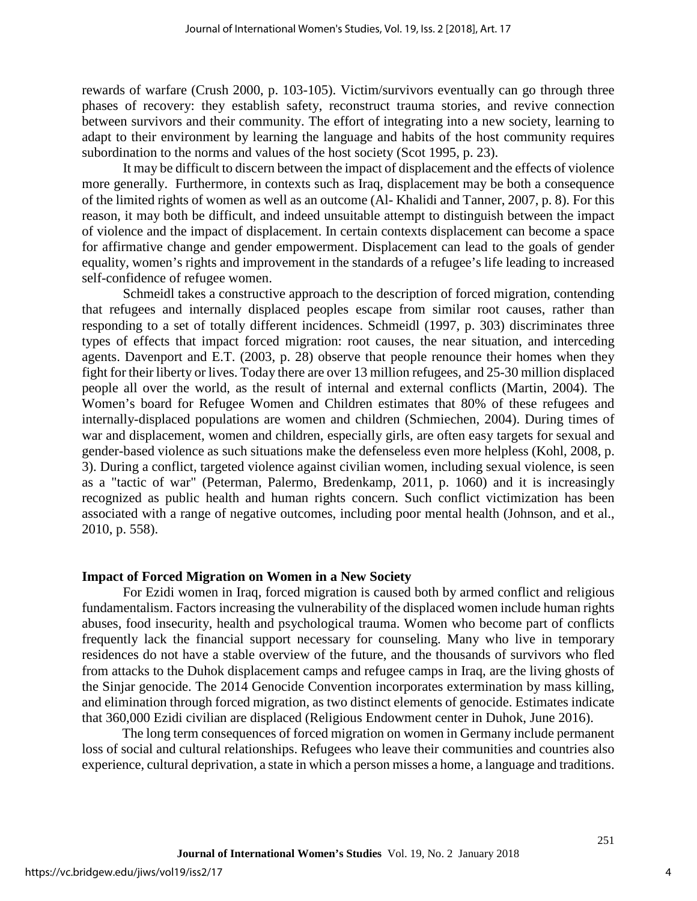rewards of warfare (Crush 2000, p. 103-105). Victim/survivors eventually can go through three phases of recovery: they establish safety, reconstruct trauma stories, and revive connection between survivors and their community. The effort of integrating into a new society, learning to adapt to their environment by learning the language and habits of the host community requires subordination to the norms and values of the host society (Scot 1995, p. 23).

It may be difficult to discern between the impact of displacement and the effects of violence more generally. Furthermore, in contexts such as Iraq, displacement may be both a consequence of the limited rights of women as well as an outcome (Al- Khalidi and Tanner, 2007, p. 8). For this reason, it may both be difficult, and indeed unsuitable attempt to distinguish between the impact of violence and the impact of displacement. In certain contexts displacement can become a space for affirmative change and gender empowerment. Displacement can lead to the goals of gender equality, women's rights and improvement in the standards of a refugee's life leading to increased self-confidence of refugee women.

Schmeidl takes a constructive approach to the description of forced migration, contending that refugees and internally displaced peoples escape from similar root causes, rather than responding to a set of totally different incidences. Schmeidl (1997, p. 303) discriminates three types of effects that impact forced migration: root causes, the near situation, and interceding agents. Davenport and E.T. (2003, p. 28) observe that people renounce their homes when they fight for their liberty or lives. Today there are over 13 million refugees, and 25-30 million displaced people all over the world, as the result of internal and external conflicts (Martin, 2004). The Women's board for Refugee Women and Children estimates that 80% of these refugees and internally-displaced populations are women and children (Schmiechen, 2004). During times of war and displacement, women and children, especially girls, are often easy targets for sexual and gender-based violence as such situations make the defenseless even more helpless (Kohl, 2008, p. 3). During a conflict, targeted violence against civilian women, including sexual violence, is seen as a "tactic of war" (Peterman, Palermo, Bredenkamp, 2011, p. 1060) and it is increasingly recognized as public health and human rights concern. Such conflict victimization has been associated with a range of negative outcomes, including poor mental health (Johnson, and et al., 2010, p. 558).

## Impact of Forced Migration on Women in a New Society

For Ezidi women in Iraq, forced migration is caused both by armed conflict and religious fundamentalism. Factors increasing the vulnerability of the displaced women include human rights abuses, food insecurity, health and psychological trauma. Women who become part of conflicts frequently lack the financial support necessary for counseling. Many who live in temporary residences do not have a stable overview of the future, and the thousands of survivors who fled from attacks to the Duhok displacement camps and refugee camps in Iraq, are the living ghosts of the Sinjar genocide. The 2014 Genocide Convention incorporates extermination by mass killing, and elimination through forced migration, as two distinct elements of genocide. Estimates indicate that 360,000 Ezidi civilian are displaced (Religious Endowment center in Duhok, June 2016).

The long term consequences of forced migration on women in Germany include permanent loss of social and cultural relationships. Refugees who leave their communities and countries also experience, cultural deprivation, a state in which a person misses a home, a language and traditions.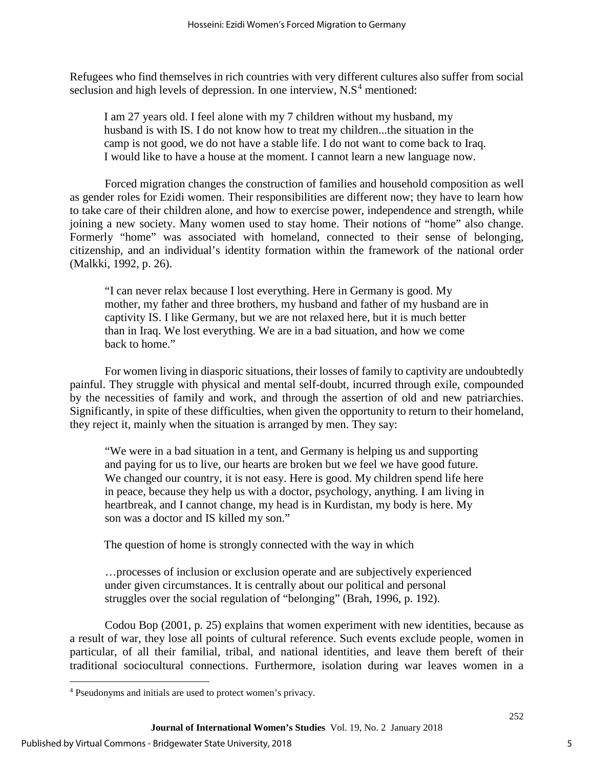Refugees who find themselves in rich countries with very different cultures also suffer from social seclusion and high levels of depression. In one interview, N.S[4] mentioned:

> I am 27 years old. I feel alone with my 7 children without my husband, my husband is with IS. I do not know how to treat my children...the situation in the camp is not good, we do not have a stable life. I do not want to come back to Iraq. I would like to have a house at the moment. I cannot learn a new language now.

Forced migration changes the construction of families and household composition as well as gender roles for Ezidi women. Their responsibilities are different now; they have to learn how to take care of their children alone, and how to exercise power, independence and strength, while joining a new society. Many women used to stay home. Their notions of "home" also change. Formerly "home" was associated with homeland, connected to their sense of belonging, citizenship, and an individual's identity formation within the framework of the national order (Malkki, 1992, p. 26).

> "I can never relax because I lost everything. Here in Germany is good. My mother, my father and three brothers, my husband and father of my husband are in captivity IS. I like Germany, but we are not relaxed here, but it is much better than in Iraq. We lost everything. We are in a bad situation, and how we come back to home."

For women living in diasporic situations, their losses of family to captivity are undoubtedly painful. They struggle with physical and mental self-doubt, incurred through exile, compounded by the necessities of family and work, and through the assertion of old and new patriarchies. Significantly, in spite of these difficulties, when given the opportunity to return to their homeland, they reject it, mainly when the situation is arranged by men. They say:

> "We were in a bad situation in a tent, and Germany is helping us and supporting and paying for us to live, our hearts are broken but we feel we have good future. We changed our country, it is not easy. Here is good. My children spend life here in peace, because they help us with a doctor, psychology, anything. I am living in heartbreak, and I cannot change, my head is in Kurdistan, my body is here. My son was a doctor and IS killed my son."

The question of home is strongly connected with the way in which

> …processes of inclusion or exclusion operate and are subjectively experienced under given circumstances. It is centrally about our political and personal struggles over the social regulation of "belonging" (Brah, 1996, p. 192).

Codou Bop (2001, p. 25) explains that women experiment with new identities, because as a result of war, they lose all points of cultural reference. Such events exclude people, women in particular, of all their familial, tribal, and national identities, and leave them bereft of their traditional sociocultural connections. Furthermore, isolation during war leaves women in a

---

[4] Pseudonyms and initials are used to protect women's privacy.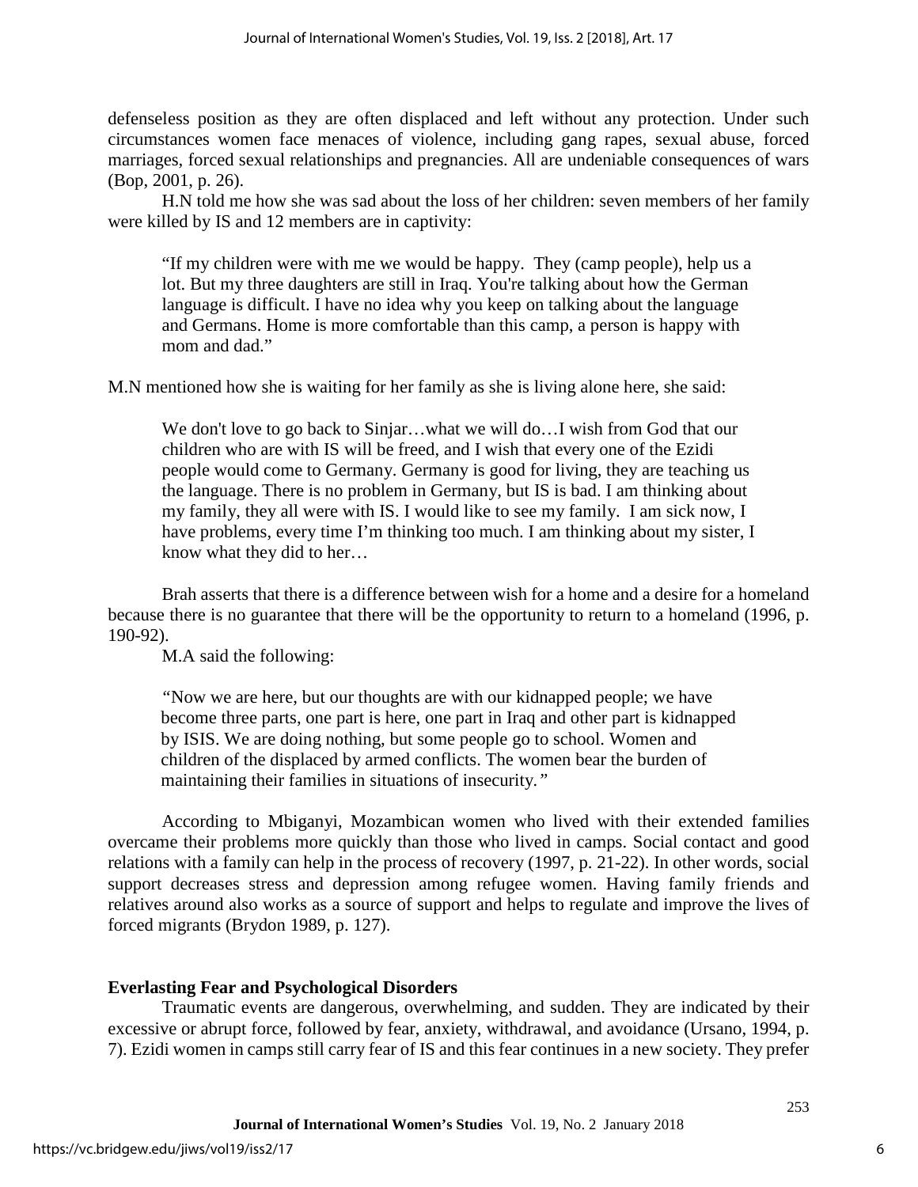defenseless position as they are often displaced and left without any protection. Under such circumstances women face menaces of violence, including gang rapes, sexual abuse, forced marriages, forced sexual relationships and pregnancies. All are undeniable consequences of wars (Bop, 2001, p. 26).

H.N told me how she was sad about the loss of her children: seven members of her family were killed by IS and 12 members are in captivity:

> "If my children were with me we would be happy. They (camp people), help us a lot. But my three daughters are still in Iraq. You're talking about how the German language is difficult. I have no idea why you keep on talking about the language and Germans. Home is more comfortable than this camp, a person is happy with mom and dad."

M.N mentioned how she is waiting for her family as she is living alone here, she said:

> We don't love to go back to Sinjar…what we will do…I wish from God that our children who are with IS will be freed, and I wish that every one of the Ezidi people would come to Germany. Germany is good for living, they are teaching us the language. There is no problem in Germany, but IS is bad. I am thinking about my family, they all were with IS. I would like to see my family. I am sick now, I have problems, every time I'm thinking too much. I am thinking about my sister, I know what they did to her…

Brah asserts that there is a difference between wish for a home and a desire for a homeland because there is no guarantee that there will be the opportunity to return to a homeland (1996, p. 190-92).

M.A said the following:

> *"*Now we are here, but our thoughts are with our kidnapped people; we have become three parts, one part is here, one part in Iraq and other part is kidnapped by ISIS. We are doing nothing, but some people go to school. Women and children of the displaced by armed conflicts. The women bear the burden of maintaining their families in situations of insecurity.*"*

According to Mbiganyi, Mozambican women who lived with their extended families overcame their problems more quickly than those who lived in camps. Social contact and good relations with a family can help in the process of recovery (1997, p. 21-22). In other words, social support decreases stress and depression among refugee women. Having family friends and relatives around also works as a source of support and helps to regulate and improve the lives of forced migrants (Brydon 1989, p. 127).

## Everlasting Fear and Psychological Disorders

Traumatic events are dangerous, overwhelming, and sudden. They are indicated by their excessive or abrupt force, followed by fear, anxiety, withdrawal, and avoidance (Ursano, 1994, p. 7). Ezidi women in camps still carry fear of IS and this fear continues in a new society. They prefer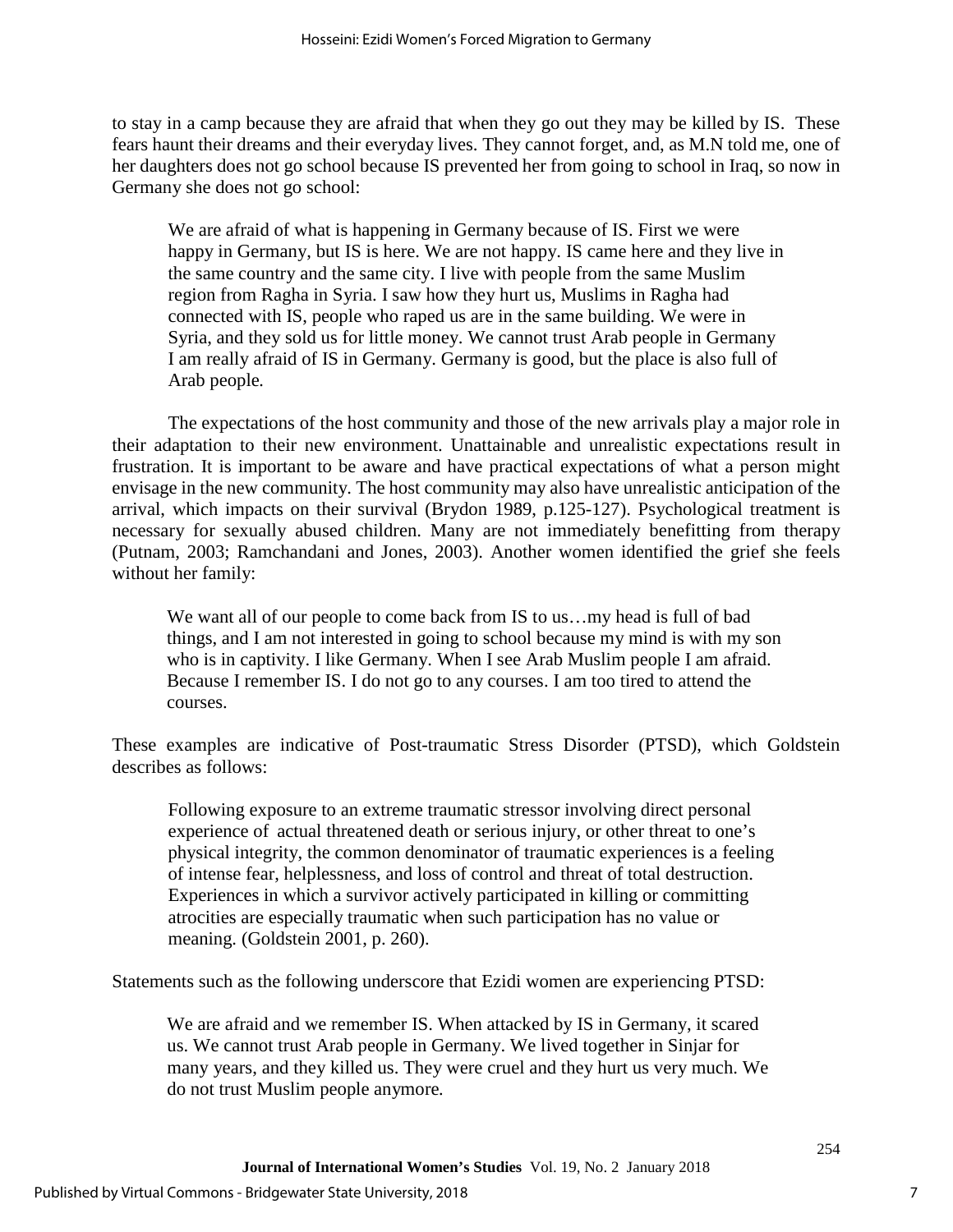to stay in a camp because they are afraid that when they go out they may be killed by IS. These fears haunt their dreams and their everyday lives. They cannot forget, and, as M.N told me, one of her daughters does not go school because IS prevented her from going to school in Iraq, so now in Germany she does not go school:

> We are afraid of what is happening in Germany because of IS. First we were happy in Germany, but IS is here. We are not happy. IS came here and they live in the same country and the same city. I live with people from the same Muslim region from Ragha in Syria. I saw how they hurt us, Muslims in Ragha had connected with IS, people who raped us are in the same building. We were in Syria, and they sold us for little money. We cannot trust Arab people in Germany I am really afraid of IS in Germany. Germany is good, but the place is also full of Arab people.

The expectations of the host community and those of the new arrivals play a major role in their adaptation to their new environment. Unattainable and unrealistic expectations result in frustration. It is important to be aware and have practical expectations of what a person might envisage in the new community. The host community may also have unrealistic anticipation of the arrival, which impacts on their survival (Brydon 1989, p.125-127). Psychological treatment is necessary for sexually abused children. Many are not immediately benefitting from therapy (Putnam, 2003; Ramchandani and Jones, 2003). Another women identified the grief she feels without her family:

> We want all of our people to come back from IS to us…my head is full of bad things, and I am not interested in going to school because my mind is with my son who is in captivity. I like Germany. When I see Arab Muslim people I am afraid. Because I remember IS. I do not go to any courses. I am too tired to attend the courses.

These examples are indicative of Post-traumatic Stress Disorder (PTSD), which Goldstein describes as follows:

> Following exposure to an extreme traumatic stressor involving direct personal experience of actual threatened death or serious injury, or other threat to one's physical integrity, the common denominator of traumatic experiences is a feeling of intense fear, helplessness, and loss of control and threat of total destruction. Experiences in which a survivor actively participated in killing or committing atrocities are especially traumatic when such participation has no value or meaning. (Goldstein 2001, p. 260).

Statements such as the following underscore that Ezidi women are experiencing PTSD:

> We are afraid and we remember IS. When attacked by IS in Germany, it scared us. We cannot trust Arab people in Germany. We lived together in Sinjar for many years, and they killed us. They were cruel and they hurt us very much. We do not trust Muslim people anymore.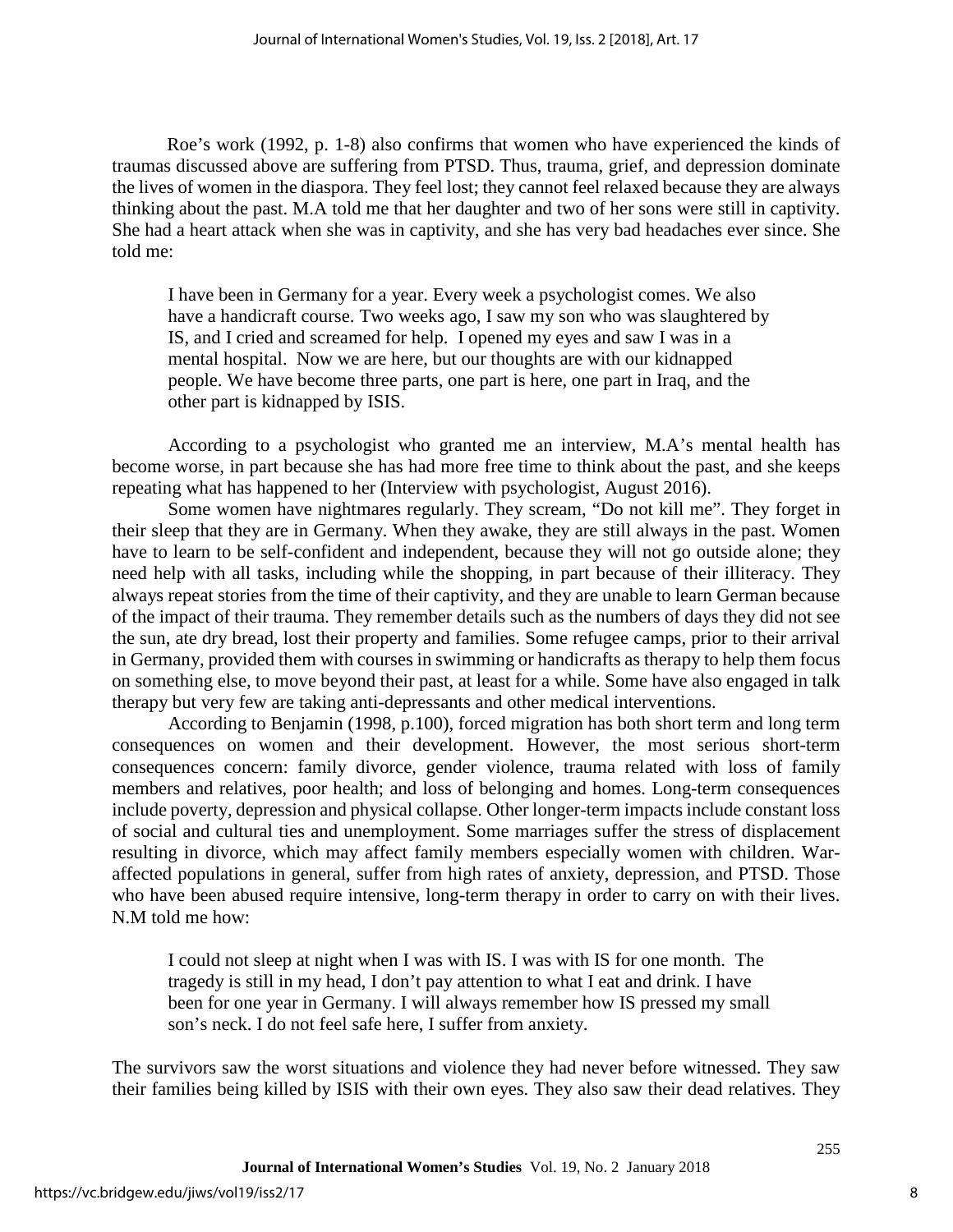Roe's work (1992, p. 1-8) also confirms that women who have experienced the kinds of traumas discussed above are suffering from PTSD. Thus, trauma, grief, and depression dominate the lives of women in the diaspora. They feel lost; they cannot feel relaxed because they are always thinking about the past. M.A told me that her daughter and two of her sons were still in captivity. She had a heart attack when she was in captivity, and she has very bad headaches ever since. She told me:

> I have been in Germany for a year. Every week a psychologist comes. We also have a handicraft course. Two weeks ago, I saw my son who was slaughtered by IS, and I cried and screamed for help. I opened my eyes and saw I was in a mental hospital. Now we are here, but our thoughts are with our kidnapped people. We have become three parts, one part is here, one part in Iraq, and the other part is kidnapped by ISIS.

According to a psychologist who granted me an interview, M.A's mental health has become worse, in part because she has had more free time to think about the past, and she keeps repeating what has happened to her (Interview with psychologist, August 2016).

Some women have nightmares regularly. They scream, "Do not kill me". They forget in their sleep that they are in Germany. When they awake, they are still always in the past. Women have to learn to be self-confident and independent, because they will not go outside alone; they need help with all tasks, including while the shopping, in part because of their illiteracy. They always repeat stories from the time of their captivity, and they are unable to learn German because of the impact of their trauma. They remember details such as the numbers of days they did not see the sun, ate dry bread, lost their property and families. Some refugee camps, prior to their arrival in Germany, provided them with courses in swimming or handicrafts as therapy to help them focus on something else, to move beyond their past, at least for a while. Some have also engaged in talk therapy but very few are taking anti-depressants and other medical interventions.

According to Benjamin (1998, p.100), forced migration has both short term and long term consequences on women and their development. However, the most serious short-term consequences concern: family divorce, gender violence, trauma related with loss of family members and relatives, poor health; and loss of belonging and homes. Long-term consequences include poverty, depression and physical collapse. Other longer-term impacts include constant loss of social and cultural ties and unemployment. Some marriages suffer the stress of displacement resulting in divorce, which may affect family members especially women with children. War-affected populations in general, suffer from high rates of anxiety, depression, and PTSD. Those who have been abused require intensive, long-term therapy in order to carry on with their lives. N.M told me how:

> I could not sleep at night when I was with IS. I was with IS for one month. The tragedy is still in my head, I don't pay attention to what I eat and drink. I have been for one year in Germany. I will always remember how IS pressed my small son's neck. I do not feel safe here, I suffer from anxiety.

The survivors saw the worst situations and violence they had never before witnessed. They saw their families being killed by ISIS with their own eyes. They also saw their dead relatives. They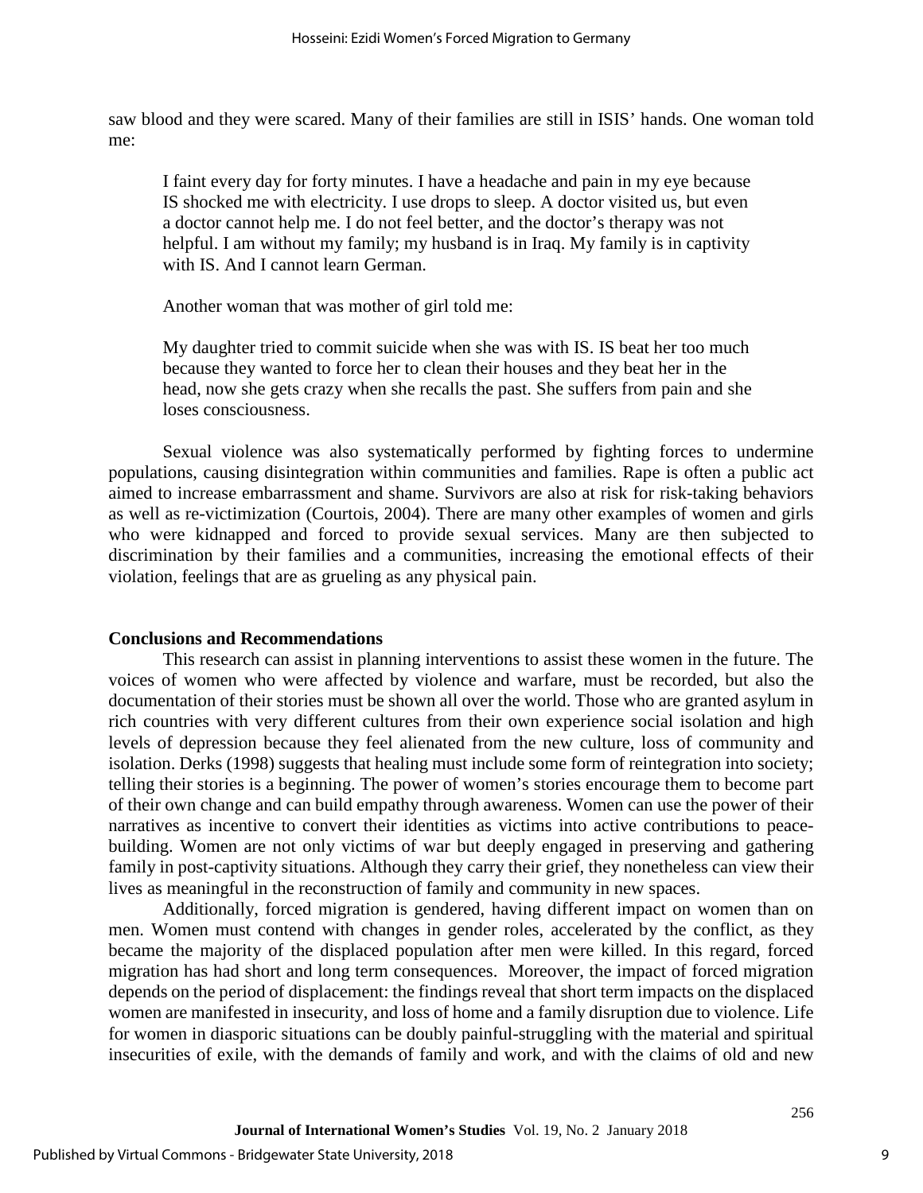saw blood and they were scared. Many of their families are still in ISIS' hands. One woman told me:

> I faint every day for forty minutes. I have a headache and pain in my eye because IS shocked me with electricity. I use drops to sleep. A doctor visited us, but even a doctor cannot help me. I do not feel better, and the doctor's therapy was not helpful. I am without my family; my husband is in Iraq. My family is in captivity with IS. And I cannot learn German.
>
> Another woman that was mother of girl told me:
>
> My daughter tried to commit suicide when she was with IS. IS beat her too much because they wanted to force her to clean their houses and they beat her in the head, now she gets crazy when she recalls the past. She suffers from pain and she loses consciousness.

Sexual violence was also systematically performed by fighting forces to undermine populations, causing disintegration within communities and families. Rape is often a public act aimed to increase embarrassment and shame. Survivors are also at risk for risk-taking behaviors as well as re-victimization (Courtois, 2004). There are many other examples of women and girls who were kidnapped and forced to provide sexual services. Many are then subjected to discrimination by their families and a communities, increasing the emotional effects of their violation, feelings that are as grueling as any physical pain.

## Conclusions and Recommendations

This research can assist in planning interventions to assist these women in the future. The voices of women who were affected by violence and warfare, must be recorded, but also the documentation of their stories must be shown all over the world. Those who are granted asylum in rich countries with very different cultures from their own experience social isolation and high levels of depression because they feel alienated from the new culture, loss of community and isolation. Derks (1998) suggests that healing must include some form of reintegration into society; telling their stories is a beginning. The power of women's stories encourage them to become part of their own change and can build empathy through awareness. Women can use the power of their narratives as incentive to convert their identities as victims into active contributions to peace-building. Women are not only victims of war but deeply engaged in preserving and gathering family in post-captivity situations. Although they carry their grief, they nonetheless can view their lives as meaningful in the reconstruction of family and community in new spaces.

Additionally, forced migration is gendered, having different impact on women than on men. Women must contend with changes in gender roles, accelerated by the conflict, as they became the majority of the displaced population after men were killed. In this regard, forced migration has had short and long term consequences. Moreover, the impact of forced migration depends on the period of displacement: the findings reveal that short term impacts on the displaced women are manifested in insecurity, and loss of home and a family disruption due to violence. Life for women in diasporic situations can be doubly painful-struggling with the material and spiritual insecurities of exile, with the demands of family and work, and with the claims of old and new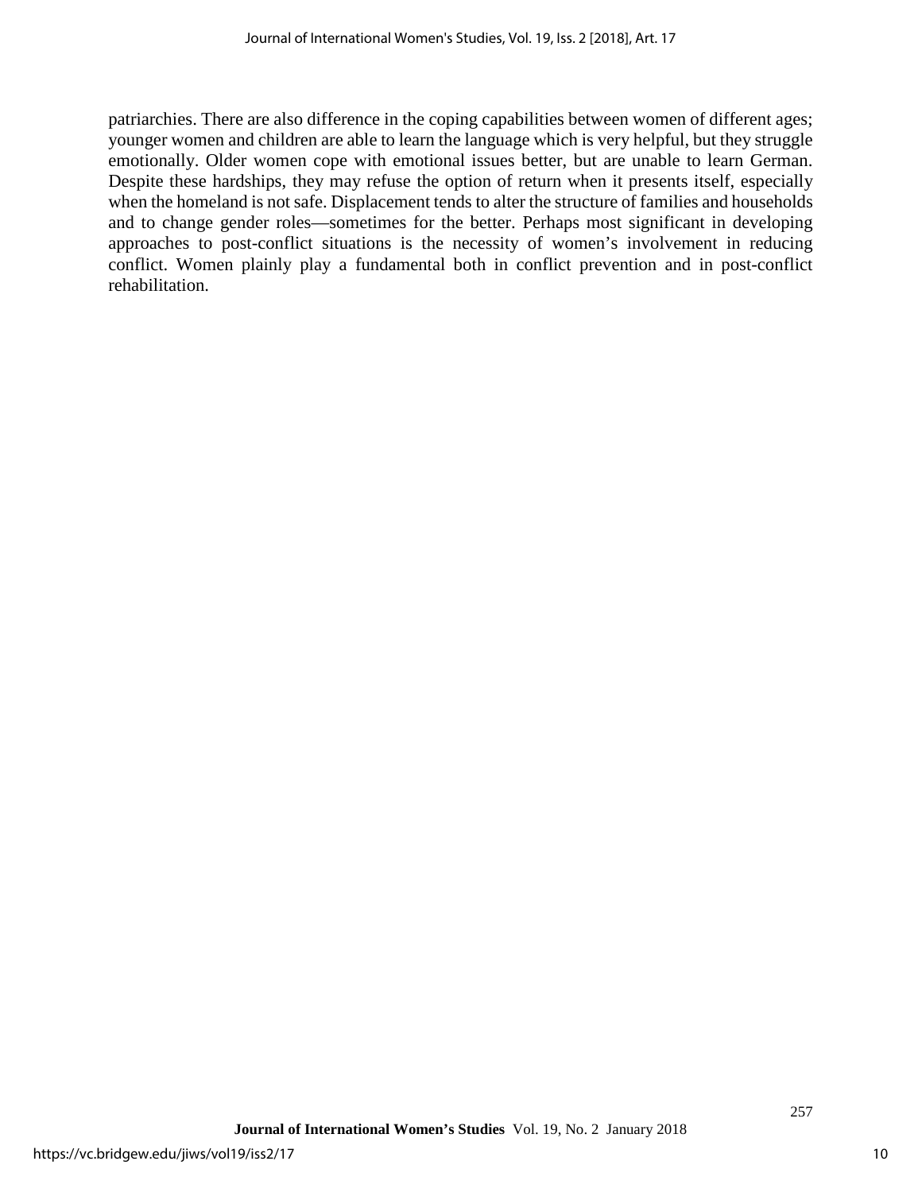patriarchies. There are also difference in the coping capabilities between women of different ages; younger women and children are able to learn the language which is very helpful, but they struggle emotionally. Older women cope with emotional issues better, but are unable to learn German. Despite these hardships, they may refuse the option of return when it presents itself, especially when the homeland is not safe. Displacement tends to alter the structure of families and households and to change gender roles—sometimes for the better. Perhaps most significant in developing approaches to post-conflict situations is the necessity of women's involvement in reducing conflict. Women plainly play a fundamental both in conflict prevention and in post-conflict rehabilitation.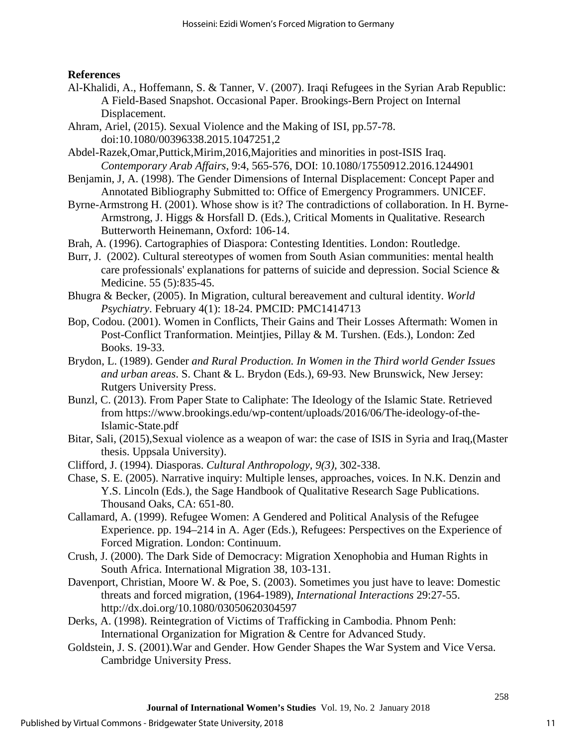**References**

Al-Khalidi, A., Hoffemann, S. & Tanner, V. (2007). Iraqi Refugees in the Syrian Arab Republic: A Field-Based Snapshot. Occasional Paper. Brookings-Bern Project on Internal Displacement.

Ahram, Ariel, (2015). Sexual Violence and the Making of ISI, pp.57-78. doi:10.1080/00396338.2015.1047251,2

Abdel-Razek,Omar,Puttick,Mirim,2016,Majorities and minorities in post-ISIS Iraq. *Contemporary Arab Affairs*, 9:4, 565-576, DOI: 10.1080/17550912.2016.1244901

Benjamin, J, A. (1998). The Gender Dimensions of Internal Displacement: Concept Paper and Annotated Bibliography Submitted to: Office of Emergency Programmers. UNICEF.

Byrne-Armstrong H. (2001). Whose show is it? The contradictions of collaboration. In H. Byrne-Armstrong, J. Higgs & Horsfall D. (Eds.), Critical Moments in Qualitative. Research Butterworth Heinemann, Oxford: 106-14.

Brah, A. (1996). Cartographies of Diaspora: Contesting Identities. London: Routledge.

Burr, J. (2002). Cultural stereotypes of women from South Asian communities: mental health care professionals' explanations for patterns of suicide and depression. Social Science & Medicine. 55 (5):835-45.

Bhugra & Becker, (2005). In Migration, cultural bereavement and cultural identity. *World Psychiatry*. February 4(1): 18-24. PMCID: PMC1414713

Bop, Codou. (2001). Women in Conflicts, Their Gains and Their Losses Aftermath: Women in Post-Conflict Tranformation. Meintjies, Pillay & M. Turshen. (Eds.), London: Zed Books. 19-33.

Brydon, L. (1989). Gender *and Rural Production. In Women in the Third world Gender Issues and urban areas*. S. Chant & L. Brydon (Eds.), 69-93. New Brunswick, New Jersey: Rutgers University Press.

Bunzl, C. (2013). From Paper State to Caliphate: The Ideology of the Islamic State. Retrieved from https://www.brookings.edu/wp-content/uploads/2016/06/The-ideology-of-the-Islamic-State.pdf

Bitar, Sali, (2015),Sexual violence as a weapon of war: the case of ISIS in Syria and Iraq,(Master thesis. Uppsala University).

Clifford, J. (1994). Diasporas. *Cultural Anthropology, 9(3),* 302-338.

Chase, S. E. (2005). Narrative inquiry: Multiple lenses, approaches, voices. In N.K. Denzin and Y.S. Lincoln (Eds.), the Sage Handbook of Qualitative Research Sage Publications. Thousand Oaks, CA: 651-80.

Callamard, A. (1999). Refugee Women: A Gendered and Political Analysis of the Refugee Experience. pp. 194–214 in A. Ager (Eds.), Refugees: Perspectives on the Experience of Forced Migration. London: Continuum.

Crush, J. (2000). The Dark Side of Democracy: Migration Xenophobia and Human Rights in South Africa. International Migration 38, 103-131.

Davenport, Christian, Moore W. & Poe, S. (2003). Sometimes you just have to leave: Domestic threats and forced migration, (1964-1989), *International Interactions* 29:27-55. http://dx.doi.org/10.1080/03050620304597

Derks, A. (1998). Reintegration of Victims of Trafficking in Cambodia. Phnom Penh: International Organization for Migration & Centre for Advanced Study.

Goldstein, J. S. (2001).War and Gender. How Gender Shapes the War System and Vice Versa. Cambridge University Press.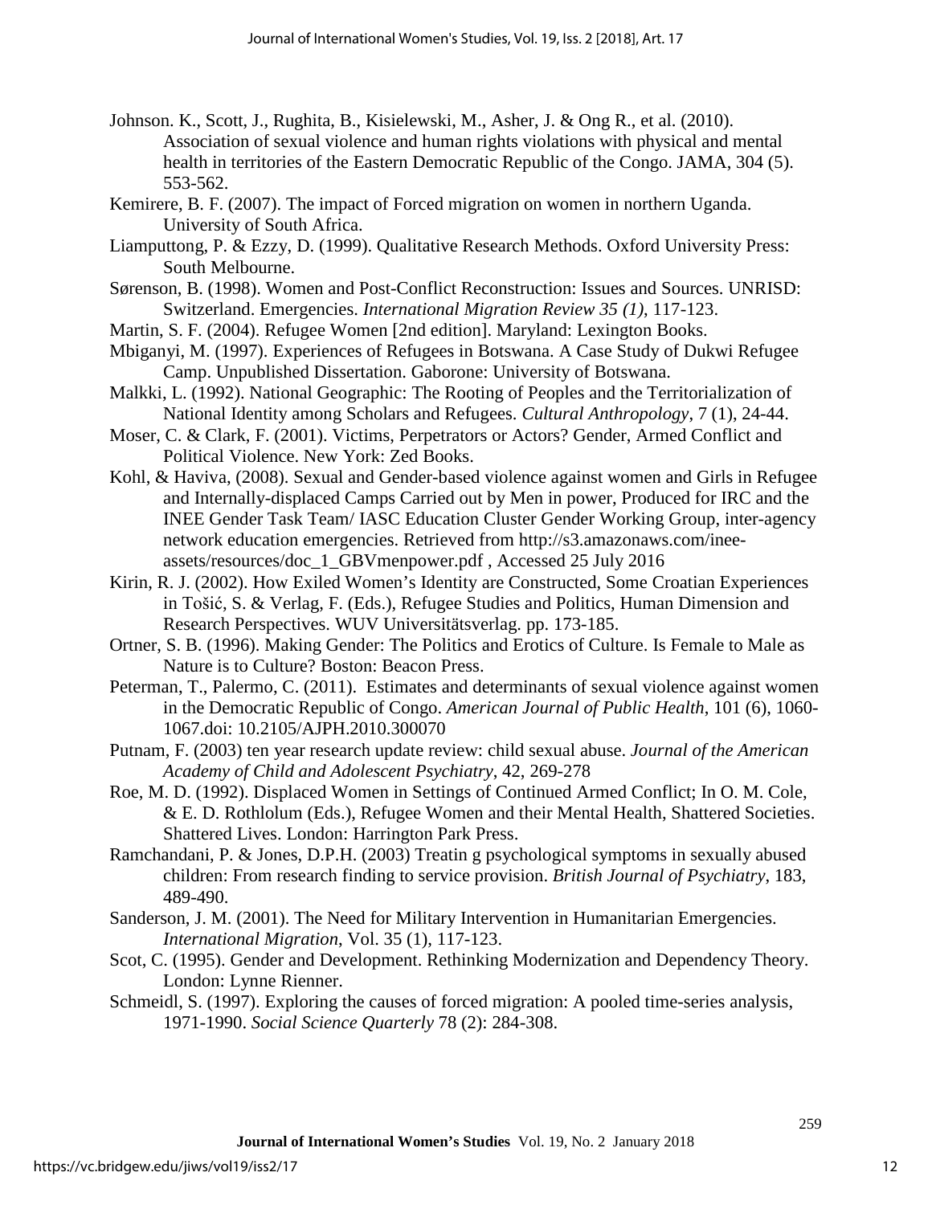Johnson. K., Scott, J., Rughita, B., Kisielewski, M., Asher, J. & Ong R., et al. (2010). Association of sexual violence and human rights violations with physical and mental health in territories of the Eastern Democratic Republic of the Congo. JAMA, 304 (5). 553-562.

Kemirere, B. F. (2007). The impact of Forced migration on women in northern Uganda. University of South Africa.

Liamputtong, P. & Ezzy, D. (1999). Qualitative Research Methods. Oxford University Press: South Melbourne.

Sørenson, B. (1998). Women and Post-Conflict Reconstruction: Issues and Sources. UNRISD: Switzerland. Emergencies. *International Migration Review 35 (1)*, 117-123.

Martin, S. F. (2004). Refugee Women [2nd edition]. Maryland: Lexington Books.

Mbiganyi, M. (1997). Experiences of Refugees in Botswana. A Case Study of Dukwi Refugee Camp. Unpublished Dissertation. Gaborone: University of Botswana.

Malkki, L. (1992). National Geographic: The Rooting of Peoples and the Territorialization of National Identity among Scholars and Refugees. *Cultural Anthropology*, 7 (1), 24-44.

Moser, C. & Clark, F. (2001). Victims, Perpetrators or Actors? Gender, Armed Conflict and Political Violence. New York: Zed Books.

Kohl, & Haviva, (2008). Sexual and Gender-based violence against women and Girls in Refugee and Internally-displaced Camps Carried out by Men in power, Produced for IRC and the INEE Gender Task Team/ IASC Education Cluster Gender Working Group, inter-agency network education emergencies. Retrieved from http://s3.amazonaws.com/inee-assets/resources/doc_1_GBVmenpower.pdf , Accessed 25 July 2016

Kirin, R. J. (2002). How Exiled Women's Identity are Constructed, Some Croatian Experiences in Tošić, S. & Verlag, F. (Eds.), Refugee Studies and Politics, Human Dimension and Research Perspectives. WUV Universitätsverlag. pp. 173-185.

Ortner, S. B. (1996). Making Gender: The Politics and Erotics of Culture. Is Female to Male as Nature is to Culture? Boston: Beacon Press.

Peterman, T., Palermo, C. (2011). Estimates and determinants of sexual violence against women in the Democratic Republic of Congo. *American Journal of Public Health*, 101 (6), 1060-1067.doi: 10.2105/AJPH.2010.300070

Putnam, F. (2003) ten year research update review: child sexual abuse. *Journal of the American Academy of Child and Adolescent Psychiatry*, 42, 269-278

Roe, M. D. (1992). Displaced Women in Settings of Continued Armed Conflict; In O. M. Cole, & E. D. Rothlolum (Eds.), Refugee Women and their Mental Health, Shattered Societies. Shattered Lives. London: Harrington Park Press.

Ramchandani, P. & Jones, D.P.H. (2003) Treatin g psychological symptoms in sexually abused children: From research finding to service provision. *British Journal of Psychiatry*, 183, 489-490.

Sanderson, J. M. (2001). The Need for Military Intervention in Humanitarian Emergencies. *International Migration*, Vol. 35 (1), 117-123.

Scot, C. (1995). Gender and Development. Rethinking Modernization and Dependency Theory. London: Lynne Rienner.

Schmeidl, S. (1997). Exploring the causes of forced migration: A pooled time-series analysis, 1971-1990. *Social Science Quarterly* 78 (2): 284-308.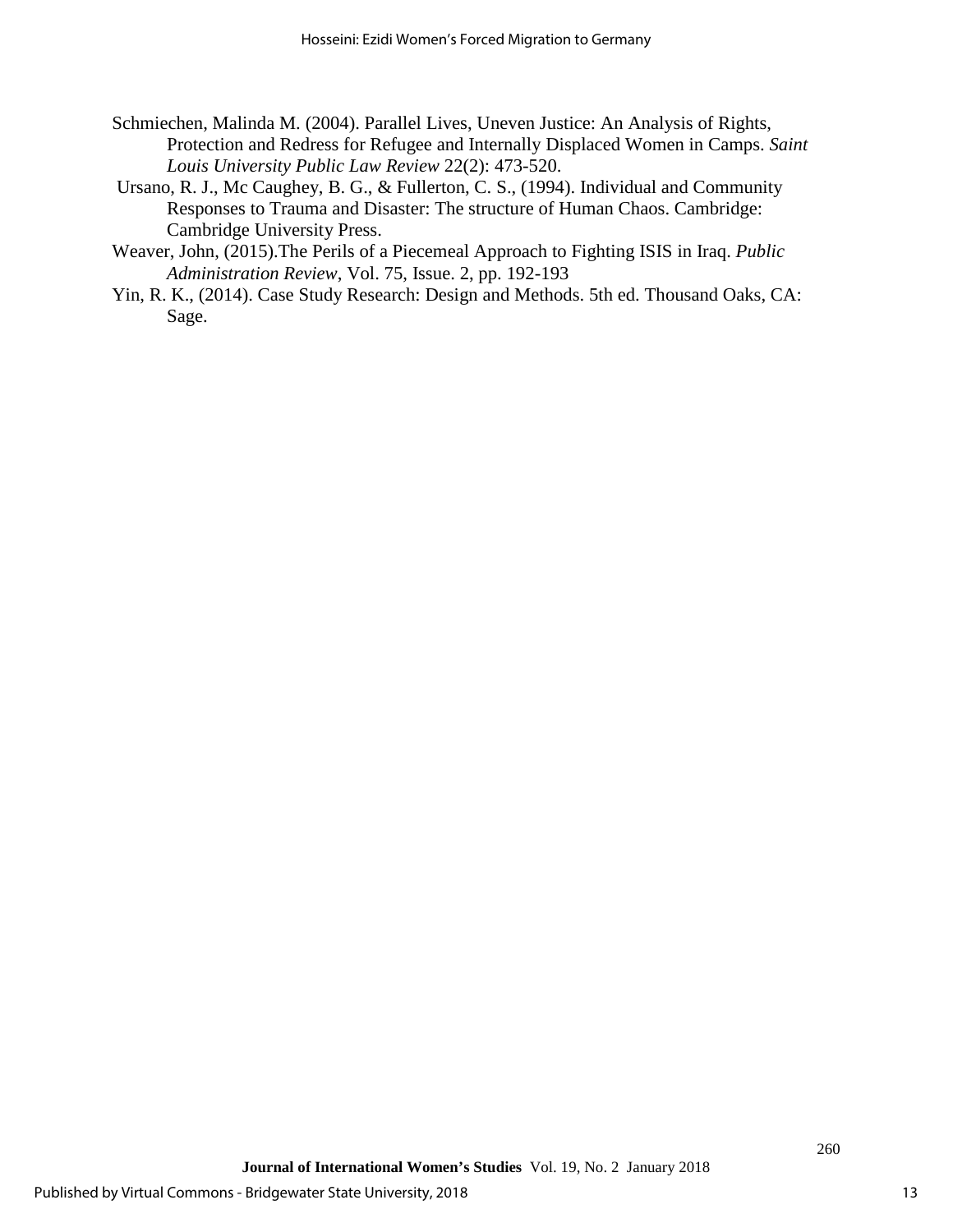Schmiechen, Malinda M. (2004). Parallel Lives, Uneven Justice: An Analysis of Rights, Protection and Redress for Refugee and Internally Displaced Women in Camps. *Saint Louis University Public Law Review* 22(2): 473-520.

Ursano, R. J., Mc Caughey, B. G., & Fullerton, C. S., (1994). Individual and Community Responses to Trauma and Disaster: The structure of Human Chaos. Cambridge: Cambridge University Press.

Weaver, John, (2015).The Perils of a Piecemeal Approach to Fighting ISIS in Iraq. *Public Administration Review*, Vol. 75, Issue. 2, pp. 192-193

Yin, R. K., (2014). Case Study Research: Design and Methods. 5th ed. Thousand Oaks, CA: Sage.